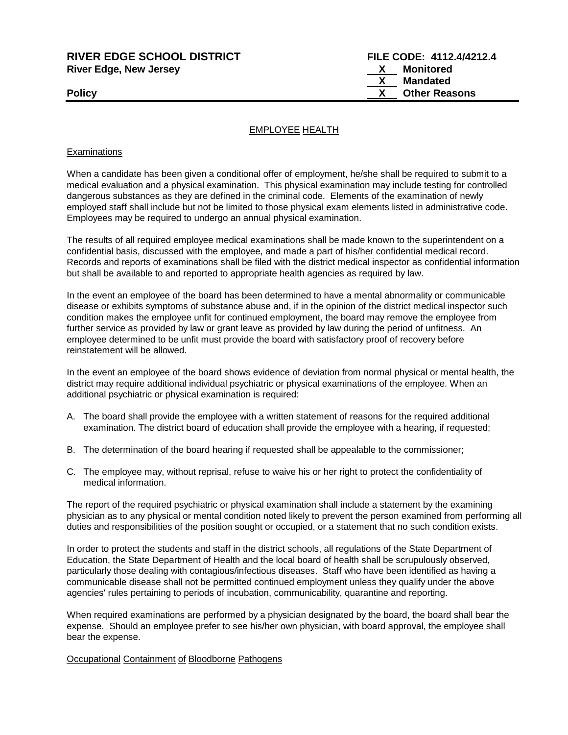**RIVER EDGE SCHOOL DISTRICT**
**River Edge, New Jersey**

**FILE CODE: 4112.4/4212.4**
**X** Monitored
**X** Mandated
**X** Other Reasons

**Policy**

## EMPLOYEE HEALTH

### Examinations

When a candidate has been given a conditional offer of employment, he/she shall be required to submit to a medical evaluation and a physical examination. This physical examination may include testing for controlled dangerous substances as they are defined in the criminal code. Elements of the examination of newly employed staff shall include but not be limited to those physical exam elements listed in administrative code. Employees may be required to undergo an annual physical examination.

The results of all required employee medical examinations shall be made known to the superintendent on a confidential basis, discussed with the employee, and made a part of his/her confidential medical record. Records and reports of examinations shall be filed with the district medical inspector as confidential information but shall be available to and reported to appropriate health agencies as required by law.

In the event an employee of the board has been determined to have a mental abnormality or communicable disease or exhibits symptoms of substance abuse and, if in the opinion of the district medical inspector such condition makes the employee unfit for continued employment, the board may remove the employee from further service as provided by law or grant leave as provided by law during the period of unfitness. An employee determined to be unfit must provide the board with satisfactory proof of recovery before reinstatement will be allowed.

In the event an employee of the board shows evidence of deviation from normal physical or mental health, the district may require additional individual psychiatric or physical examinations of the employee. When an additional psychiatric or physical examination is required:

A. The board shall provide the employee with a written statement of reasons for the required additional examination. The district board of education shall provide the employee with a hearing, if requested;

B. The determination of the board hearing if requested shall be appealable to the commissioner;

C. The employee may, without reprisal, refuse to waive his or her right to protect the confidentiality of medical information.

The report of the required psychiatric or physical examination shall include a statement by the examining physician as to any physical or mental condition noted likely to prevent the person examined from performing all duties and responsibilities of the position sought or occupied, or a statement that no such condition exists.

In order to protect the students and staff in the district schools, all regulations of the State Department of Education, the State Department of Health and the local board of health shall be scrupulously observed, particularly those dealing with contagious/infectious diseases. Staff who have been identified as having a communicable disease shall not be permitted continued employment unless they qualify under the above agencies' rules pertaining to periods of incubation, communicability, quarantine and reporting.

When required examinations are performed by a physician designated by the board, the board shall bear the expense. Should an employee prefer to see his/her own physician, with board approval, the employee shall bear the expense.

### Occupational Containment of Bloodborne Pathogens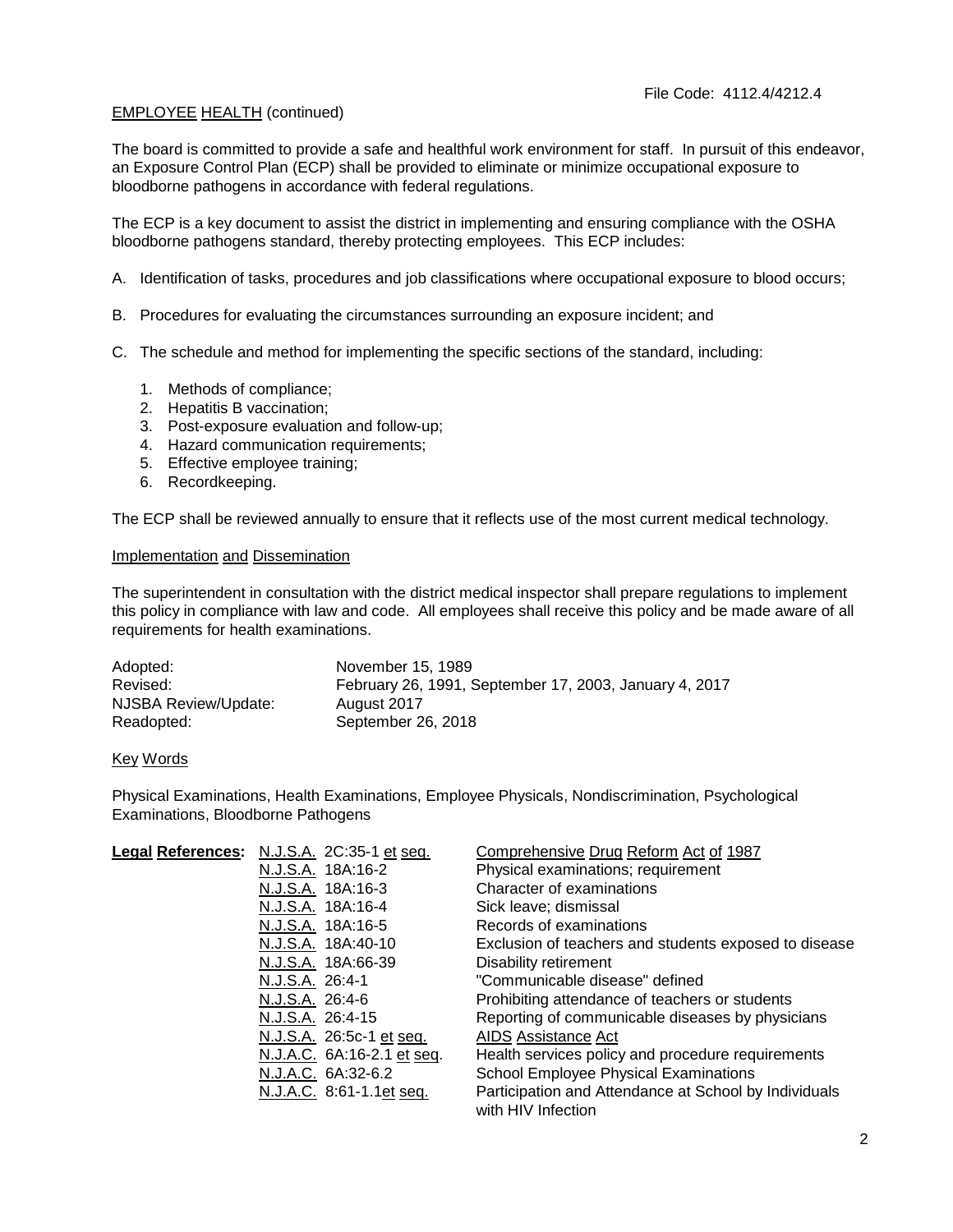File Code: 4112.4/4212.4

EMPLOYEE HEALTH (continued)

The board is committed to provide a safe and healthful work environment for staff. In pursuit of this endeavor, an Exposure Control Plan (ECP) shall be provided to eliminate or minimize occupational exposure to bloodborne pathogens in accordance with federal regulations.

The ECP is a key document to assist the district in implementing and ensuring compliance with the OSHA bloodborne pathogens standard, thereby protecting employees. This ECP includes:

A. Identification of tasks, procedures and job classifications where occupational exposure to blood occurs;

B. Procedures for evaluating the circumstances surrounding an exposure incident; and

C. The schedule and method for implementing the specific sections of the standard, including:

   1. Methods of compliance;
   2. Hepatitis B vaccination;
   3. Post-exposure evaluation and follow-up;
   4. Hazard communication requirements;
   5. Effective employee training;
   6. Recordkeeping.

The ECP shall be reviewed annually to ensure that it reflects use of the most current medical technology.

## Implementation and Dissemination

The superintendent in consultation with the district medical inspector shall prepare regulations to implement this policy in compliance with law and code. All employees shall receive this policy and be made aware of all requirements for health examinations.

| | |
|---|---|
| Adopted: | November 15, 1989 |
| Revised: | February 26, 1991, September 17, 2003, January 4, 2017 |
| NJSBA Review/Update: | August 2017 |
| Readopted: | September 26, 2018 |

## Key Words

Physical Examinations, Health Examinations, Employee Physicals, Nondiscrimination, Psychological Examinations, Bloodborne Pathogens

| **Legal References:** | | |
|---|---|---|
| | N.J.S.A. 2C:35-1 et seq. | Comprehensive Drug Reform Act of 1987 |
| | N.J.S.A. 18A:16-2 | Physical examinations; requirement |
| | N.J.S.A. 18A:16-3 | Character of examinations |
| | N.J.S.A. 18A:16-4 | Sick leave; dismissal |
| | N.J.S.A. 18A:16-5 | Records of examinations |
| | N.J.S.A. 18A:40-10 | Exclusion of teachers and students exposed to disease |
| | N.J.S.A. 18A:66-39 | Disability retirement |
| | N.J.S.A. 26:4-1 | "Communicable disease" defined |
| | N.J.S.A. 26:4-6 | Prohibiting attendance of teachers or students |
| | N.J.S.A. 26:4-15 | Reporting of communicable diseases by physicians |
| | N.J.S.A. 26:5c-1 et seq. | AIDS Assistance Act |
| | N.J.A.C. 6A:16-2.1 et seq. | Health services policy and procedure requirements |
| | N.J.A.C. 6A:32-6.2 | School Employee Physical Examinations |
| | N.J.A.C. 8:61-1.1et seq. | Participation and Attendance at School by Individuals with HIV Infection |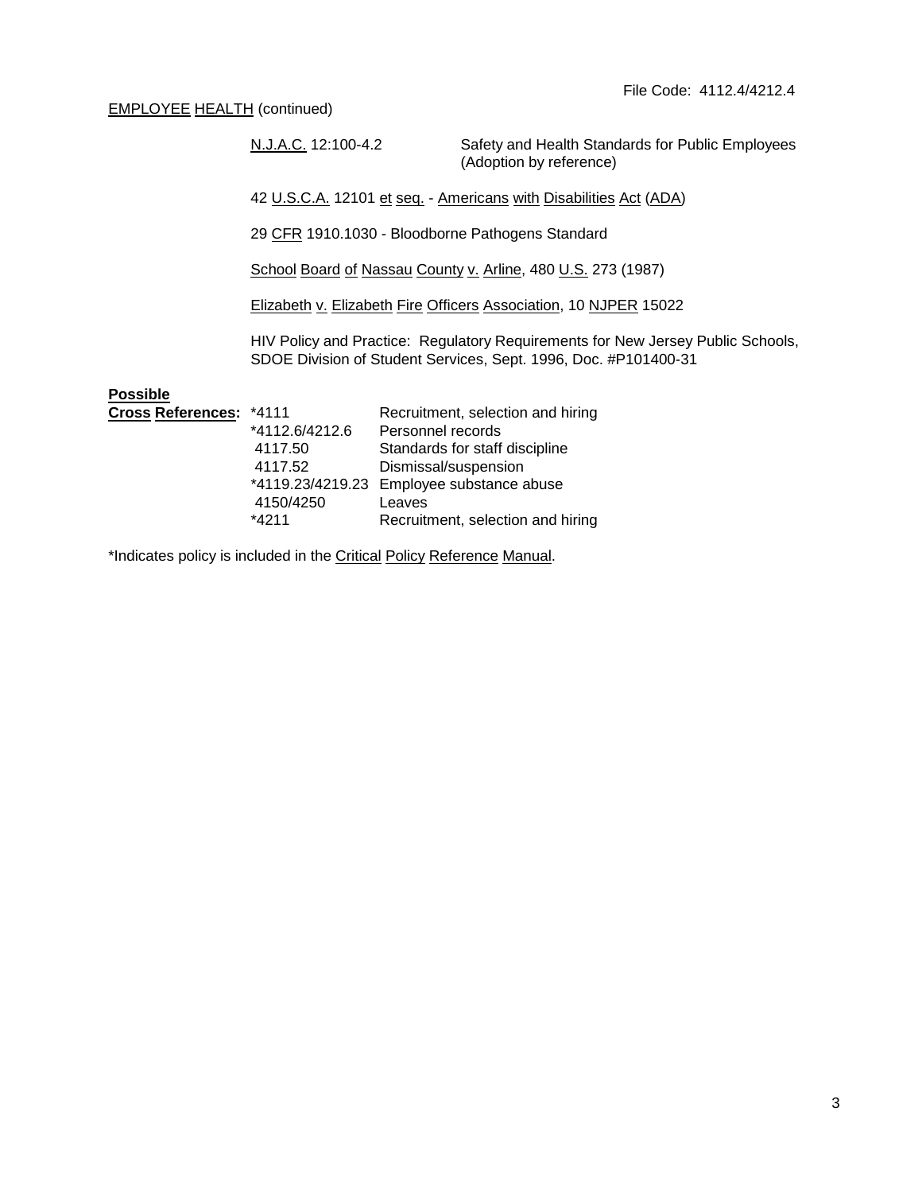EMPLOYEE HEALTH (continued)

N.J.A.C. 12:100-4.2 Safety and Health Standards for Public Employees (Adoption by reference)

42 U.S.C.A. 12101 et seq. - Americans with Disabilities Act (ADA)

29 CFR 1910.1030 - Bloodborne Pathogens Standard

School Board of Nassau County v. Arline, 480 U.S. 273 (1987)

Elizabeth v. Elizabeth Fire Officers Association, 10 NJPER 15022

HIV Policy and Practice: Regulatory Requirements for New Jersey Public Schools, SDOE Division of Student Services, Sept. 1996, Doc. #P101400-31

**Possible Cross References:**

| | |
|---|---|
| *4111 | Recruitment, selection and hiring |
| *4112.6/4212.6 | Personnel records |
| 4117.50 | Standards for staff discipline |
| 4117.52 | Dismissal/suspension |
| *4119.23/4219.23 | Employee substance abuse |
| 4150/4250 | Leaves |
| *4211 | Recruitment, selection and hiring |

*Indicates policy is included in the Critical Policy Reference Manual.